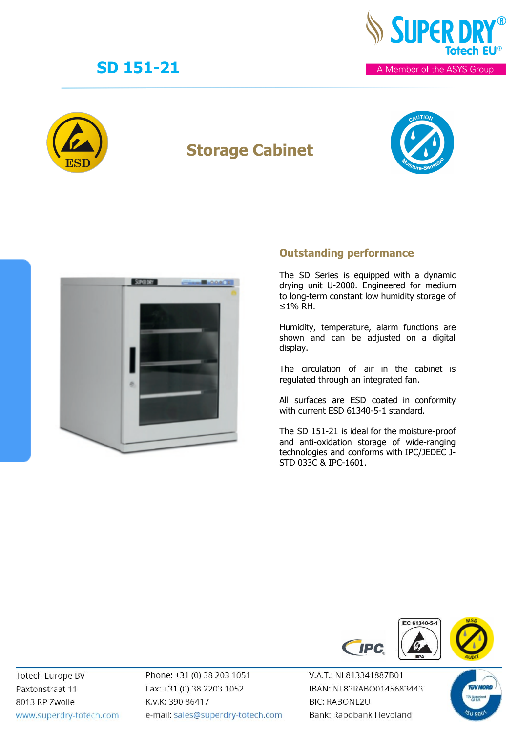# SD 151-21

## Storage Cabinet

### Outstanding performance

The SD Series is equipped with a dynamic drying unit U-2000. Engineered for medium to long-term constant low humidity storage of ≤1% RH.

Humidity, temperature, alarm functions are shown and can be adjusted on a digital display.

The circulation of air in the cabinet is regulated through an integrated fan.

All surfaces are ESD coated in conformity with current ESD 61340-5-1 standard.

The SD 151-21 is ideal for the moisture-proof and anti-oxidation storage of wide-ranging technologies and conforms with IPC/JEDEC J-STD 033C & IPC-1601.

Totech Europe BV
Paxtonstraat 11
8013 RP Zwolle
www.superdry-totech.com

Phone: +31 (0) 38 203 1051
Fax: +31 (0) 38 2203 1052
K.v.K: 390 86417
e-mail: sales@superdry-totech.com

V.A.T.: NL813341887B01
IBAN: NL83RABO0145683443
BIC: RABONL2U
Bank: Rabobank Flevoland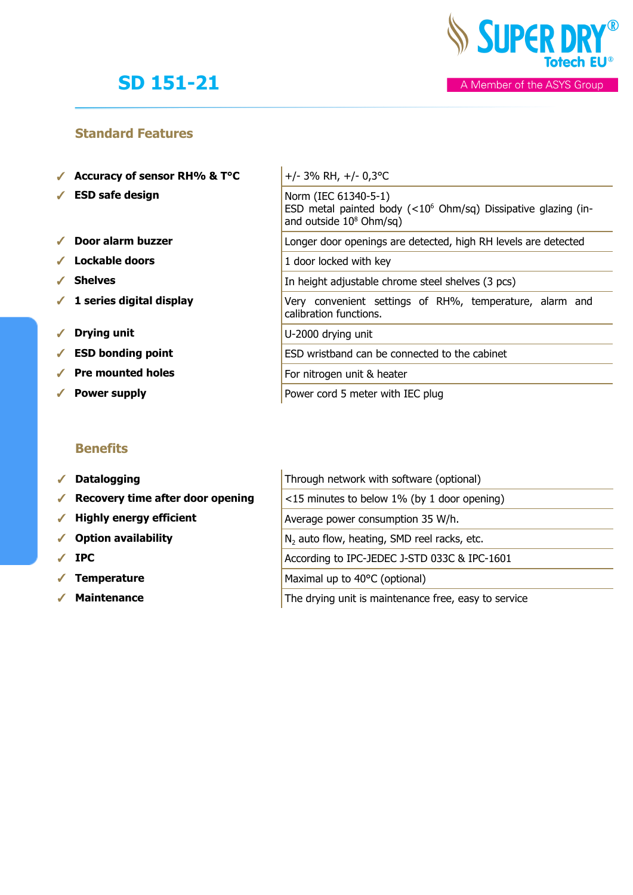# SD 151-21

## Standard Features

| | |
|---|---|
| ✓ **Accuracy of sensor RH% & T°C** | +/- 3% RH, +/- 0,3°C |
| ✓ **ESD safe design** | Norm (IEC 61340-5-1)<br>ESD metal painted body (<$10^6$ Ohm/sq) Dissipative glazing (in- and outside $10^8$ Ohm/sq) |
| ✓ **Door alarm buzzer** | Longer door openings are detected, high RH levels are detected |
| ✓ **Lockable doors** | 1 door locked with key |
| ✓ **Shelves** | In height adjustable chrome steel shelves (3 pcs) |
| ✓ **1 series digital display** | Very convenient settings of RH%, temperature, alarm and calibration functions. |
| ✓ **Drying unit** | U-2000 drying unit |
| ✓ **ESD bonding point** | ESD wristband can be connected to the cabinet |
| ✓ **Pre mounted holes** | For nitrogen unit & heater |
| ✓ **Power supply** | Power cord 5 meter with IEC plug |

## Benefits

| | |
|---|---|
| ✓ **Datalogging** | Through network with software (optional) |
| ✓ **Recovery time after door opening** | <15 minutes to below 1% (by 1 door opening) |
| ✓ **Highly energy efficient** | Average power consumption 35 W/h. |
| ✓ **Option availability** | $N_2$ auto flow, heating, SMD reel racks, etc. |
| ✓ **IPC** | According to IPC-JEDEC J-STD 033C & IPC-1601 |
| ✓ **Temperature** | Maximal up to 40°C (optional) |
| ✓ **Maintenance** | The drying unit is maintenance free, easy to service |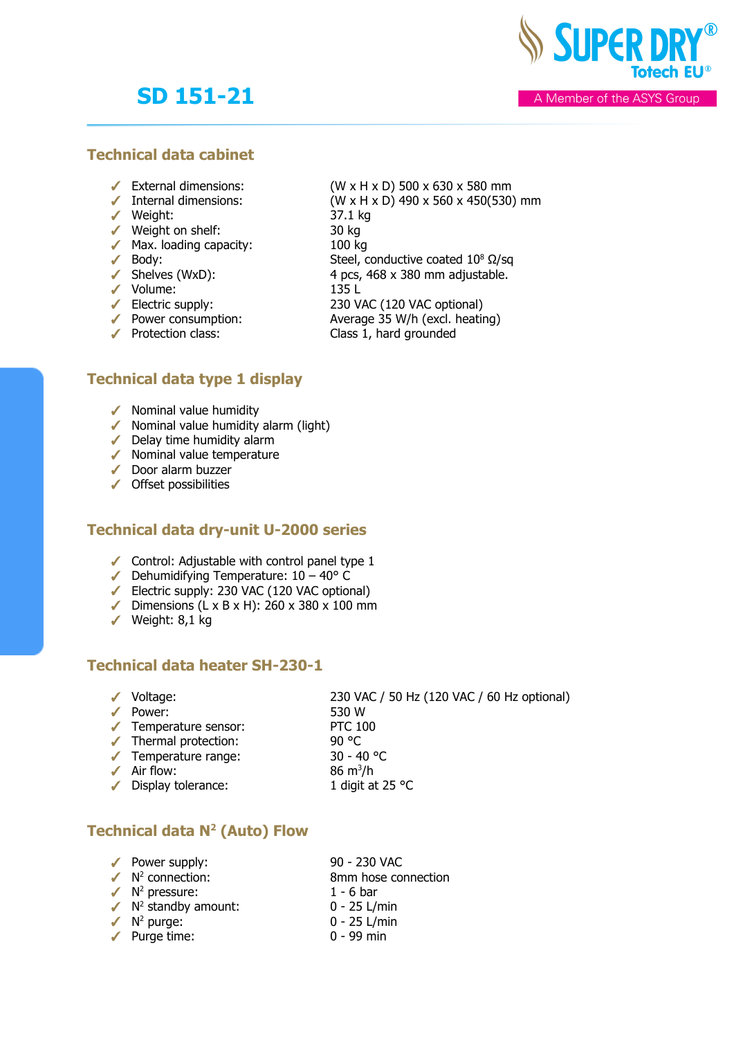# SD 151-21

## Technical data cabinet

| | |
|---|---|
| ✓ External dimensions: | (W x H x D) 500 x 630 x 580 mm |
| ✓ Internal dimensions: | (W x H x D) 490 x 560 x 450(530) mm |
| ✓ Weight: | 37.1 kg |
| ✓ Weight on shelf: | 30 kg |
| ✓ Max. loading capacity: | 100 kg |
| ✓ Body: | Steel, conductive coated $10^8$ Ω/sq |
| ✓ Shelves (WxD): | 4 pcs, 468 x 380 mm adjustable. |
| ✓ Volume: | 135 L |
| ✓ Electric supply: | 230 VAC (120 VAC optional) |
| ✓ Power consumption: | Average 35 W/h (excl. heating) |
| ✓ Protection class: | Class 1, hard grounded |

## Technical data type 1 display

- ✓ Nominal value humidity
- ✓ Nominal value humidity alarm (light)
- ✓ Delay time humidity alarm
- ✓ Nominal value temperature
- ✓ Door alarm buzzer
- ✓ Offset possibilities

## Technical data dry-unit U-2000 series

- ✓ Control: Adjustable with control panel type 1
- ✓ Dehumidifying Temperature: 10 – 40° C
- ✓ Electric supply: 230 VAC (120 VAC optional)
- ✓ Dimensions (L x B x H): 260 x 380 x 100 mm
- ✓ Weight: 8,1 kg

## Technical data heater SH-230-1

| | |
|---|---|
| ✓ Voltage: | 230 VAC / 50 Hz (120 VAC / 60 Hz optional) |
| ✓ Power: | 530 W |
| ✓ Temperature sensor: | PTC 100 |
| ✓ Thermal protection: | 90 °C |
| ✓ Temperature range: | 30 - 40 °C |
| ✓ Air flow: | 86 $m^3$/h |
| ✓ Display tolerance: | 1 digit at 25 °C |

## Technical data $N^2$ (Auto) Flow

| | |
|---|---|
| ✓ Power supply: | 90 - 230 VAC |
| ✓ $N^2$ connection: | 8mm hose connection |
| ✓ $N^2$ pressure: | 1 - 6 bar |
| ✓ $N^2$ standby amount: | 0 - 25 L/min |
| ✓ $N^2$ purge: | 0 - 25 L/min |
| ✓ Purge time: | 0 - 99 min |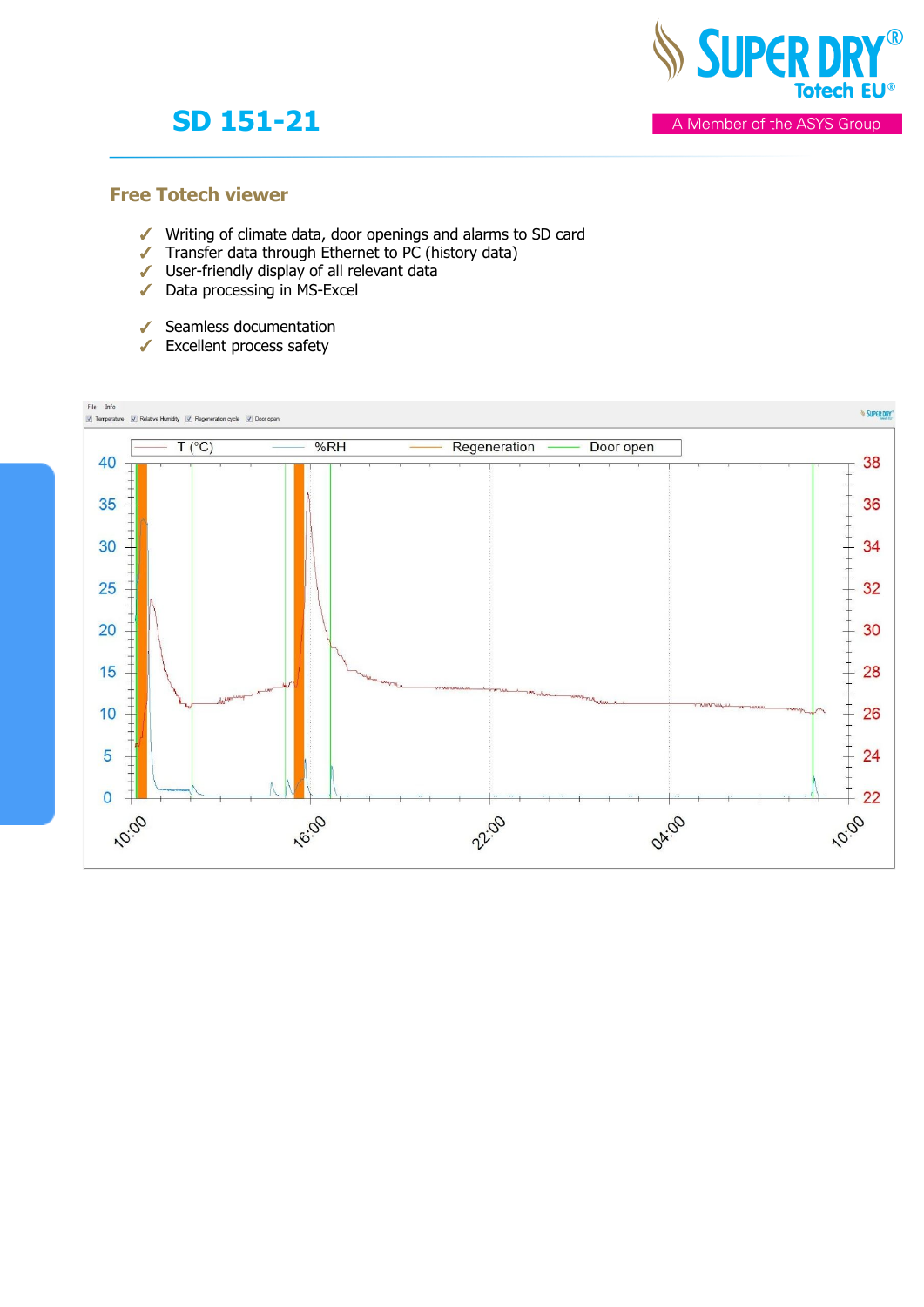# SD 151-21

## Free Totech viewer

- ✓ Writing of climate data, door openings and alarms to SD card
- ✓ Transfer data through Ethernet to PC (history data)
- ✓ User-friendly display of all relevant data
- ✓ Data processing in MS-Excel

- ✓ Seamless documentation
- ✓ Excellent process safety

File Info
Temperature Relative Humidity Regeneration cycle Door open

T (°C) %RH Regeneration Door open

40
35
30
25
20
15
10
5
0

38
36
34
32
30
28
26
24
22

10:00 16:00 22:00 04:00 10:00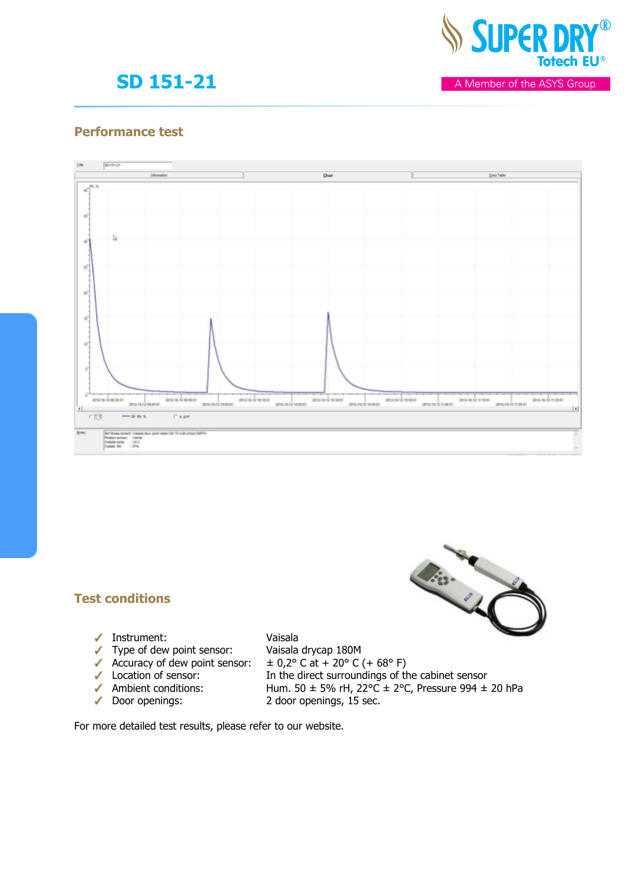# SD 151-21

## Performance test

Title: SD-151-21

Information | Chart | Data Table

DP, %

Ref.Measurement: Vaisala dew point meter DM 70 with probe DMP74
Position sensor : Center
Outside temp. : 24 C
Outside RH : 37%

## Test conditions

- Instrument: Vaisala
- Type of dew point sensor: Vaisala drycap 180M
- Accuracy of dew point sensor: ± 0,2° C at + 20° C (+ 68° F)
- Location of sensor: In the direct surroundings of the cabinet sensor
- Ambient conditions: Hum. 50 ± 5% rH, 22°C ± 2°C, Pressure 994 ± 20 hPa
- Door openings: 2 door openings, 15 sec.

For more detailed test results, please refer to our website.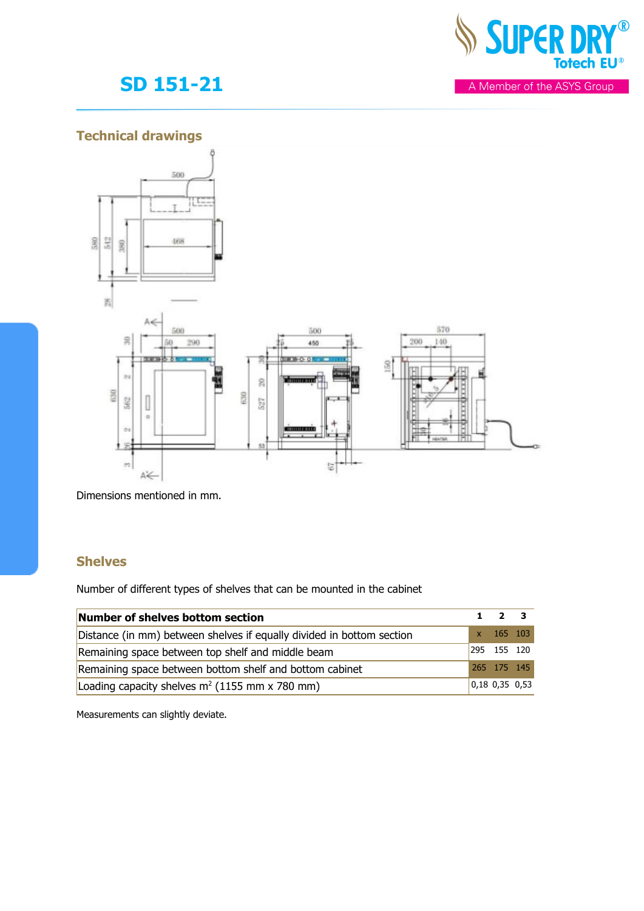# SD 151-21

## Technical drawings

500
580
542
380
468
28

A
500
50 290
30
630
562
26
3
A

500
450
25 25
30
20
630
527
53
67

570
200 140
150

Dimensions mentioned in mm.

## Shelves

Number of different types of shelves that can be mounted in the cabinet

| Number of shelves bottom section | 1 | 2 | 3 |
|---|---|---|---|
| Distance (in mm) between shelves if equally divided in bottom section | x | 165 | 103 |
| Remaining space between top shelf and middle beam | 295 | 155 | 120 |
| Remaining space between bottom shelf and bottom cabinet | 265 | 175 | 145 |
| Loading capacity shelves $m^2$ (1155 mm x 780 mm) | 0,18 | 0,35 | 0,53 |

Measurements can slightly deviate.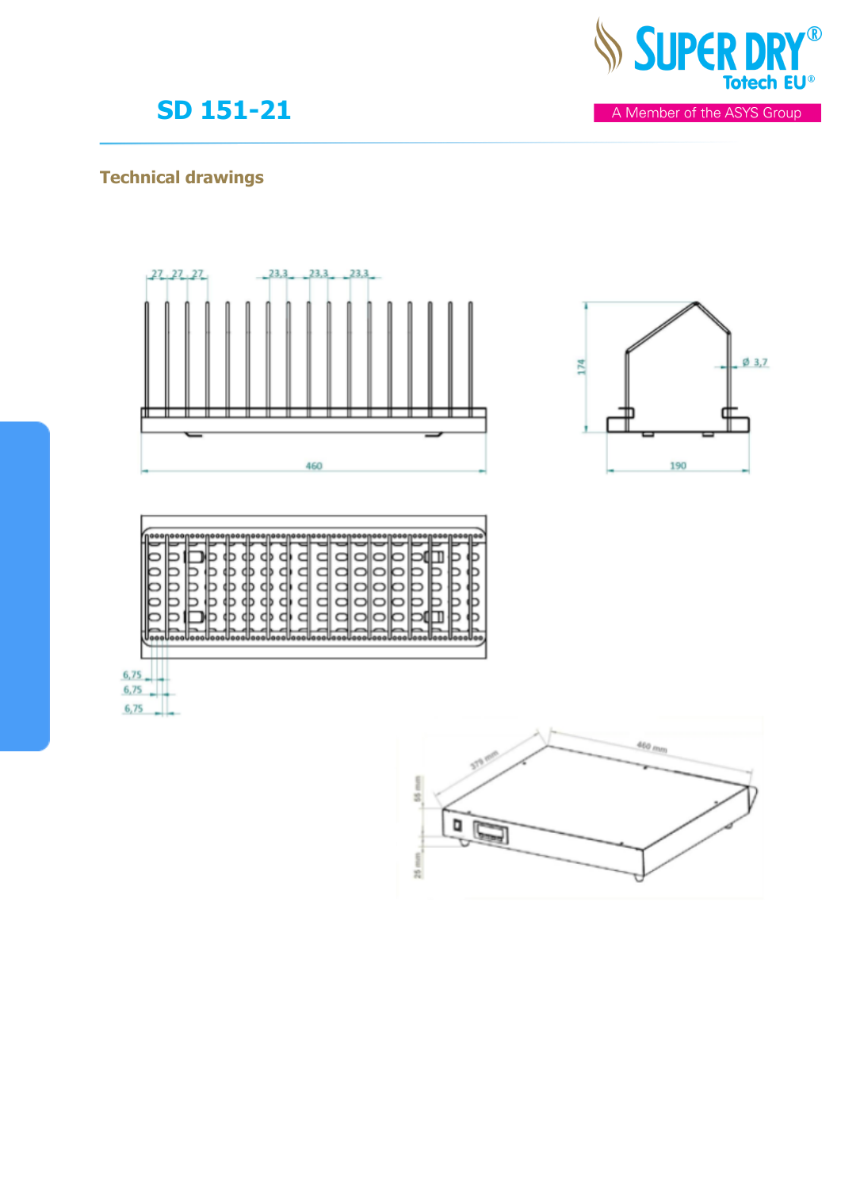# SD 151-21

## Technical drawings

27 27 27

23,3 23,3 23,3

460

174

Ø 3,7

190

6,75

6,75

6,75

379 mm

460 mm

55 mm

25 mm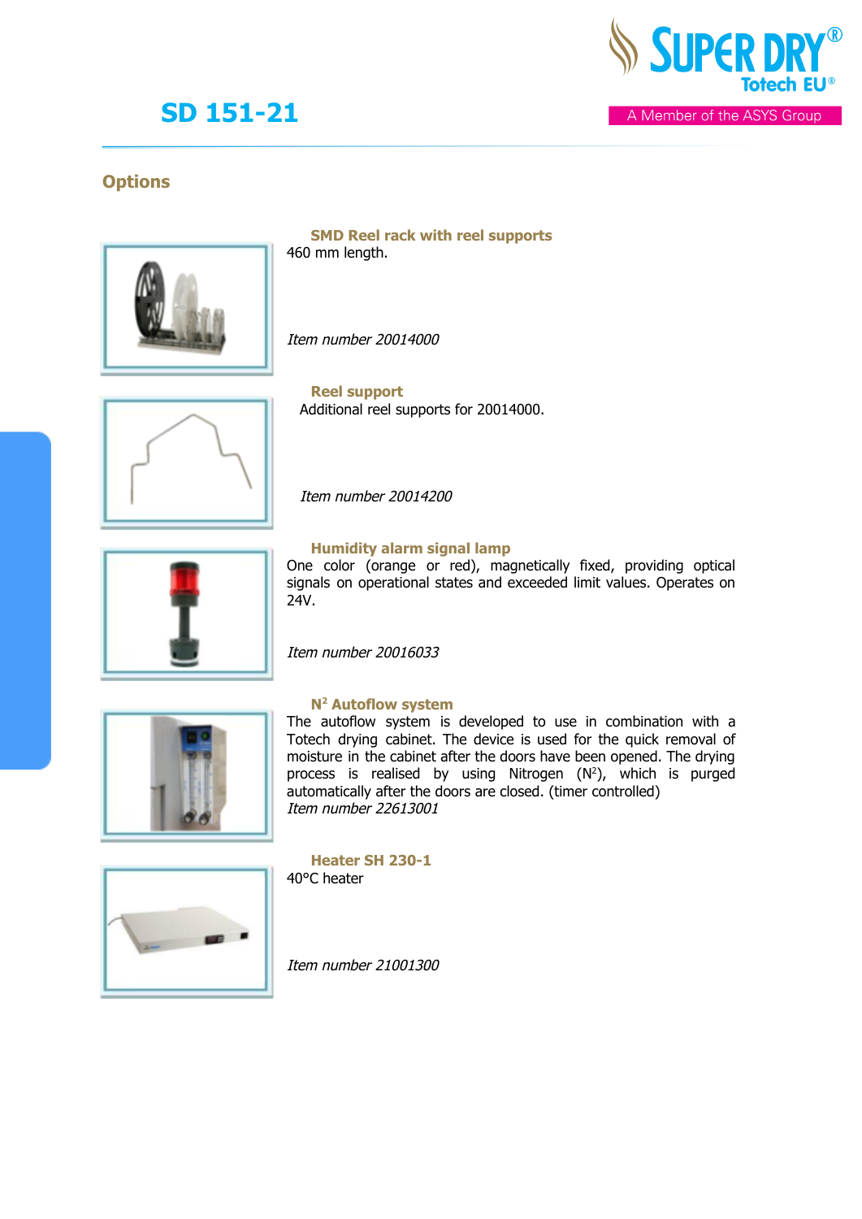# SD 151-21

## Options

### SMD Reel rack with reel supports

460 mm length.

*Item number 20014000*

### Reel support

Additional reel supports for 20014000.

*Item number 20014200*

### Humidity alarm signal lamp

One color (orange or red), magnetically fixed, providing optical signals on operational states and exceeded limit values. Operates on 24V.

*Item number 20016033*

### $N^2$ Autoflow system

The autoflow system is developed to use in combination with a Totech drying cabinet. The device is used for the quick removal of moisture in the cabinet after the doors have been opened. The drying process is realised by using Nitrogen ($N^2$), which is purged automatically after the doors are closed. (timer controlled)

*Item number 22613001*

### Heater SH 230-1

40°C heater

*Item number 21001300*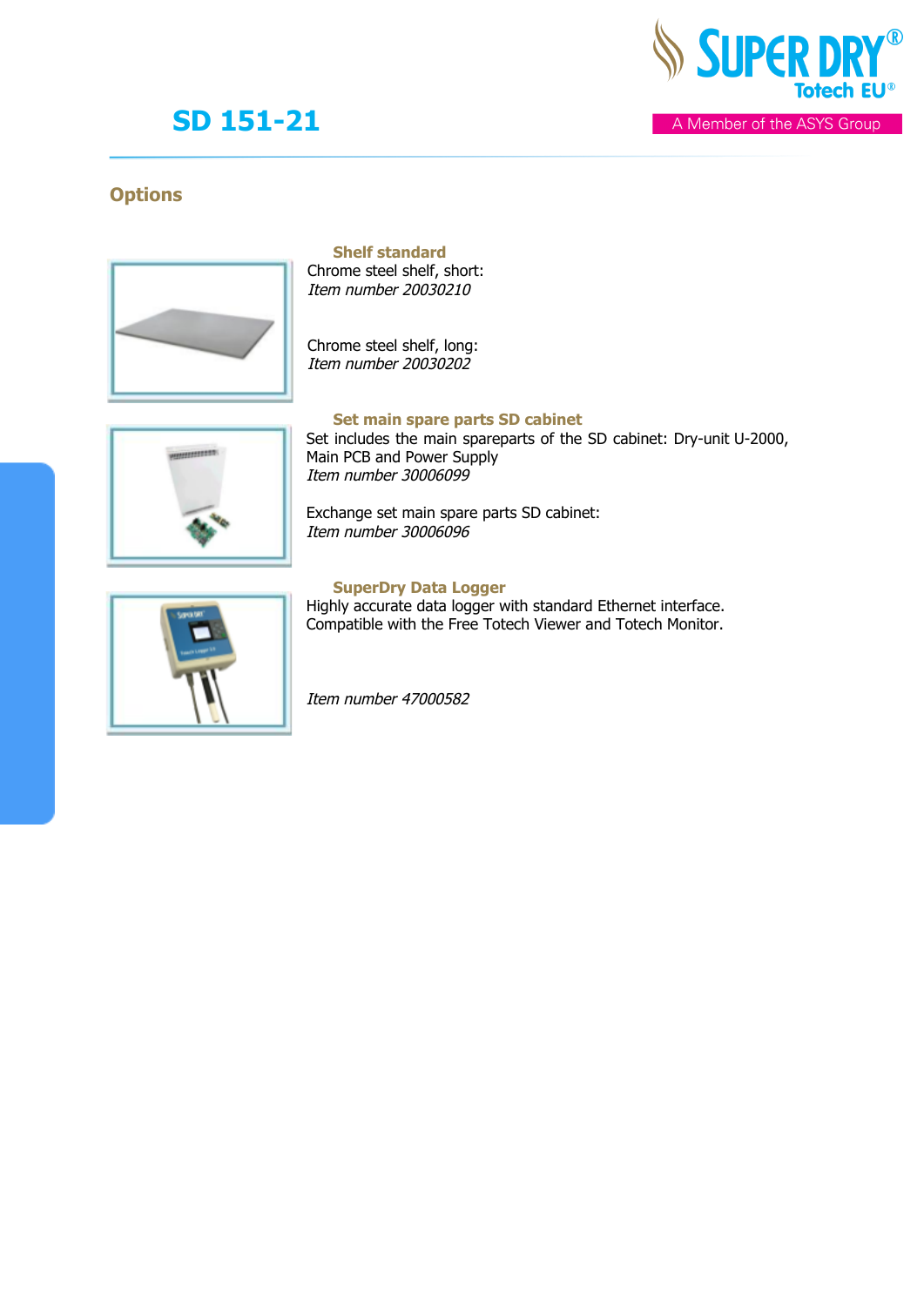# SD 151-21

## Options

### Shelf standard

Chrome steel shelf, short:
*Item number 20030210*

Chrome steel shelf, long:
*Item number 20030202*

### Set main spare parts SD cabinet

Set includes the main spareparts of the SD cabinet: Dry-unit U-2000, Main PCB and Power Supply
*Item number 30006099*

Exchange set main spare parts SD cabinet:
*Item number 30006096*

### SuperDry Data Logger

Highly accurate data logger with standard Ethernet interface. Compatible with the Free Totech Viewer and Totech Monitor.

*Item number 47000582*